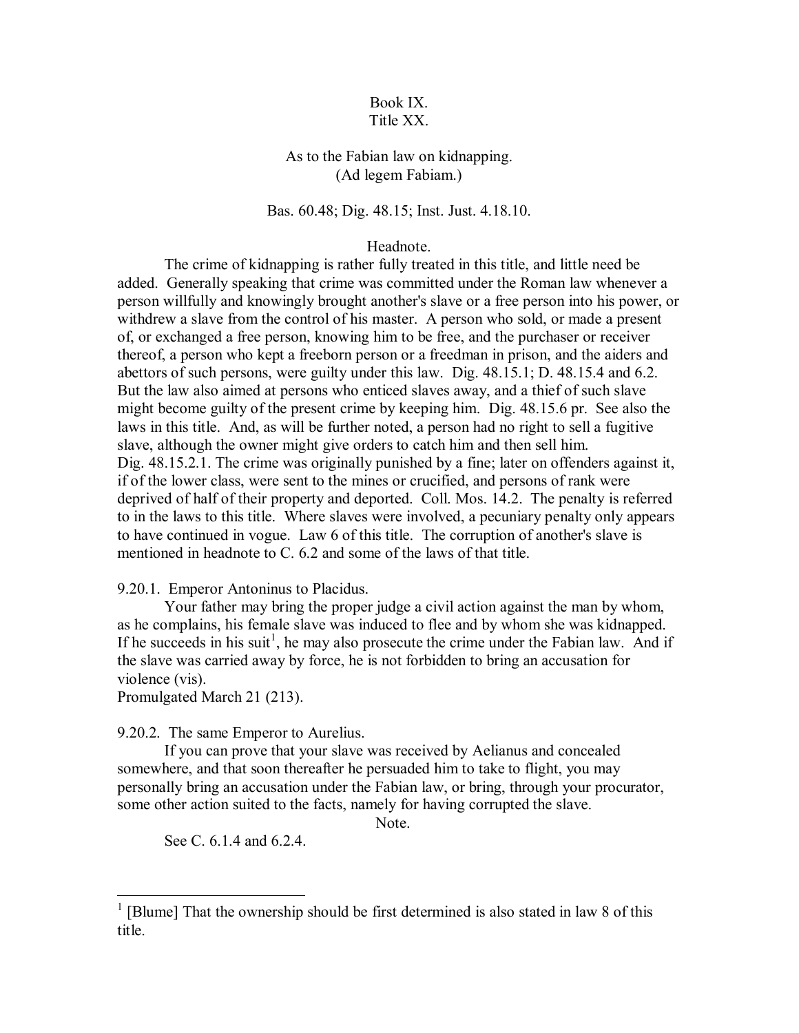# Book IX.
# Title XX.

## As to the Fabian law on kidnapping.
## (Ad legem Fabiam.)

Bas. 60.48; Dig. 48.15; Inst. Just. 4.18.10.

### Headnote.

The crime of kidnapping is rather fully treated in this title, and little need be added. Generally speaking that crime was committed under the Roman law whenever a person willfully and knowingly brought another's slave or a free person into his power, or withdrew a slave from the control of his master. A person who sold, or made a present of, or exchanged a free person, knowing him to be free, and the purchaser or receiver thereof, a person who kept a freeborn person or a freedman in prison, and the aiders and abettors of such persons, were guilty under this law. Dig. 48.15.1; D. 48.15.4 and 6.2. But the law also aimed at persons who enticed slaves away, and a thief of such slave might become guilty of the present crime by keeping him. Dig. 48.15.6 pr. See also the laws in this title. And, as will be further noted, a person had no right to sell a fugitive slave, although the owner might give orders to catch him and then sell him. Dig. 48.15.2.1. The crime was originally punished by a fine; later on offenders against it, if of the lower class, were sent to the mines or crucified, and persons of rank were deprived of half of their property and deported. Coll. Mos. 14.2. The penalty is referred to in the laws to this title. Where slaves were involved, a pecuniary penalty only appears to have continued in vogue. Law 6 of this title. The corruption of another's slave is mentioned in headnote to C. 6.2 and some of the laws of that title.

9.20.1. Emperor Antoninus to Placidus.

Your father may bring the proper judge a civil action against the man by whom, as he complains, his female slave was induced to flee and by whom she was kidnapped. If he succeeds in his suit[1], he may also prosecute the crime under the Fabian law. And if the slave was carried away by force, he is not forbidden to bring an accusation for violence (vis).

Promulgated March 21 (213).

9.20.2. The same Emperor to Aurelius.

If you can prove that your slave was received by Aelianus and concealed somewhere, and that soon thereafter he persuaded him to take to flight, you may personally bring an accusation under the Fabian law, or bring, through your procurator, some other action suited to the facts, namely for having corrupted the slave.

Note.

See C. 6.1.4 and 6.2.4.

---

[1] [Blume] That the ownership should be first determined is also stated in law 8 of this title.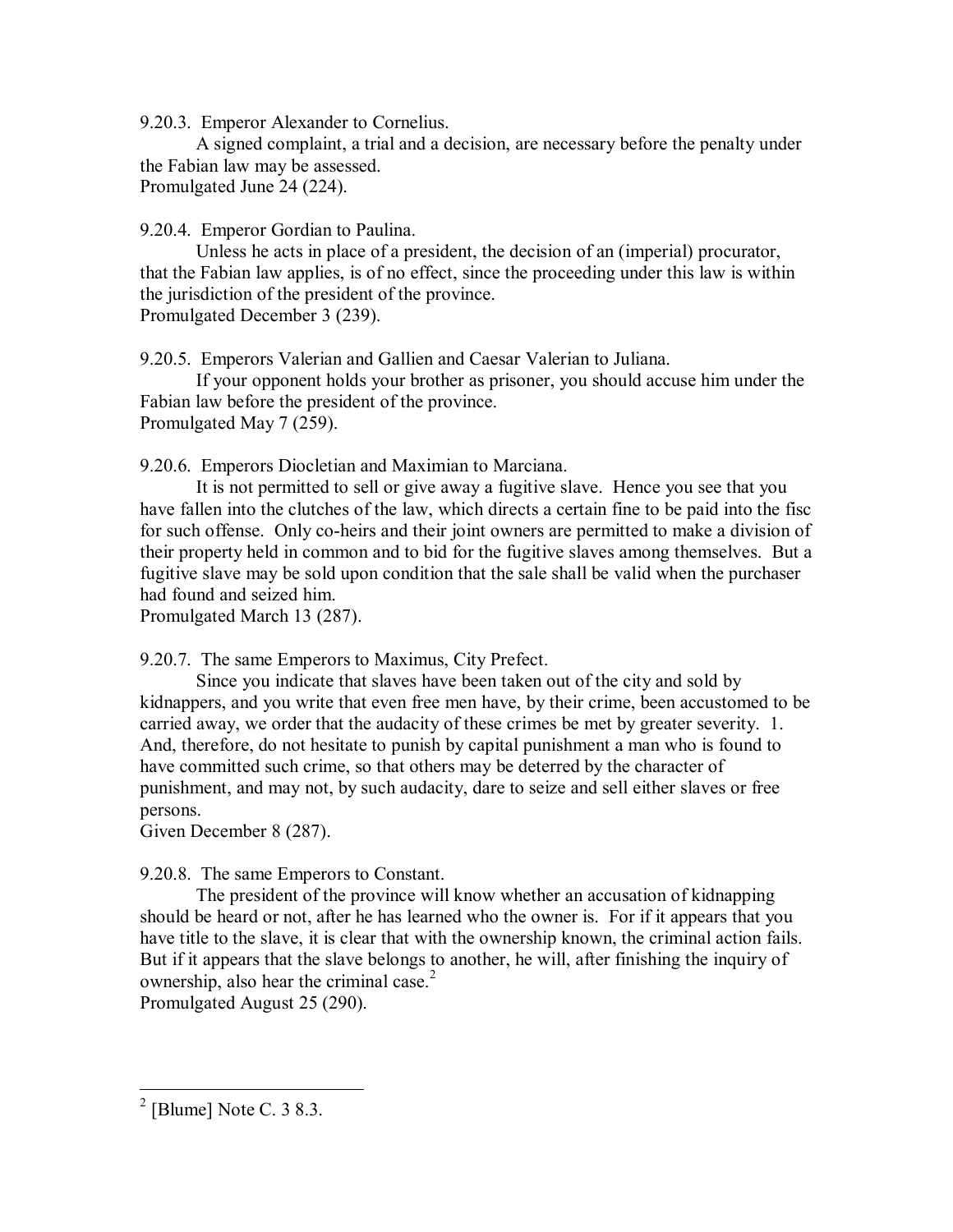9.20.3. Emperor Alexander to Cornelius.

A signed complaint, a trial and a decision, are necessary before the penalty under the Fabian law may be assessed.

Promulgated June 24 (224).

9.20.4. Emperor Gordian to Paulina.

Unless he acts in place of a president, the decision of an (imperial) procurator, that the Fabian law applies, is of no effect, since the proceeding under this law is within the jurisdiction of the president of the province.

Promulgated December 3 (239).

9.20.5. Emperors Valerian and Gallien and Caesar Valerian to Juliana.

If your opponent holds your brother as prisoner, you should accuse him under the Fabian law before the president of the province.

Promulgated May 7 (259).

9.20.6. Emperors Diocletian and Maximian to Marciana.

It is not permitted to sell or give away a fugitive slave. Hence you see that you have fallen into the clutches of the law, which directs a certain fine to be paid into the fisc for such offense. Only co-heirs and their joint owners are permitted to make a division of their property held in common and to bid for the fugitive slaves among themselves. But a fugitive slave may be sold upon condition that the sale shall be valid when the purchaser had found and seized him.

Promulgated March 13 (287).

9.20.7. The same Emperors to Maximus, City Prefect.

Since you indicate that slaves have been taken out of the city and sold by kidnappers, and you write that even free men have, by their crime, been accustomed to be carried away, we order that the audacity of these crimes be met by greater severity. 1. And, therefore, do not hesitate to punish by capital punishment a man who is found to have committed such crime, so that others may be deterred by the character of punishment, and may not, by such audacity, dare to seize and sell either slaves or free persons.

Given December 8 (287).

9.20.8. The same Emperors to Constant.

The president of the province will know whether an accusation of kidnapping should be heard or not, after he has learned who the owner is. For if it appears that you have title to the slave, it is clear that with the ownership known, the criminal action fails. But if it appears that the slave belongs to another, he will, after finishing the inquiry of ownership, also hear the criminal case.[2]

Promulgated August 25 (290).

---

[2] [Blume] Note C. 3 8.3.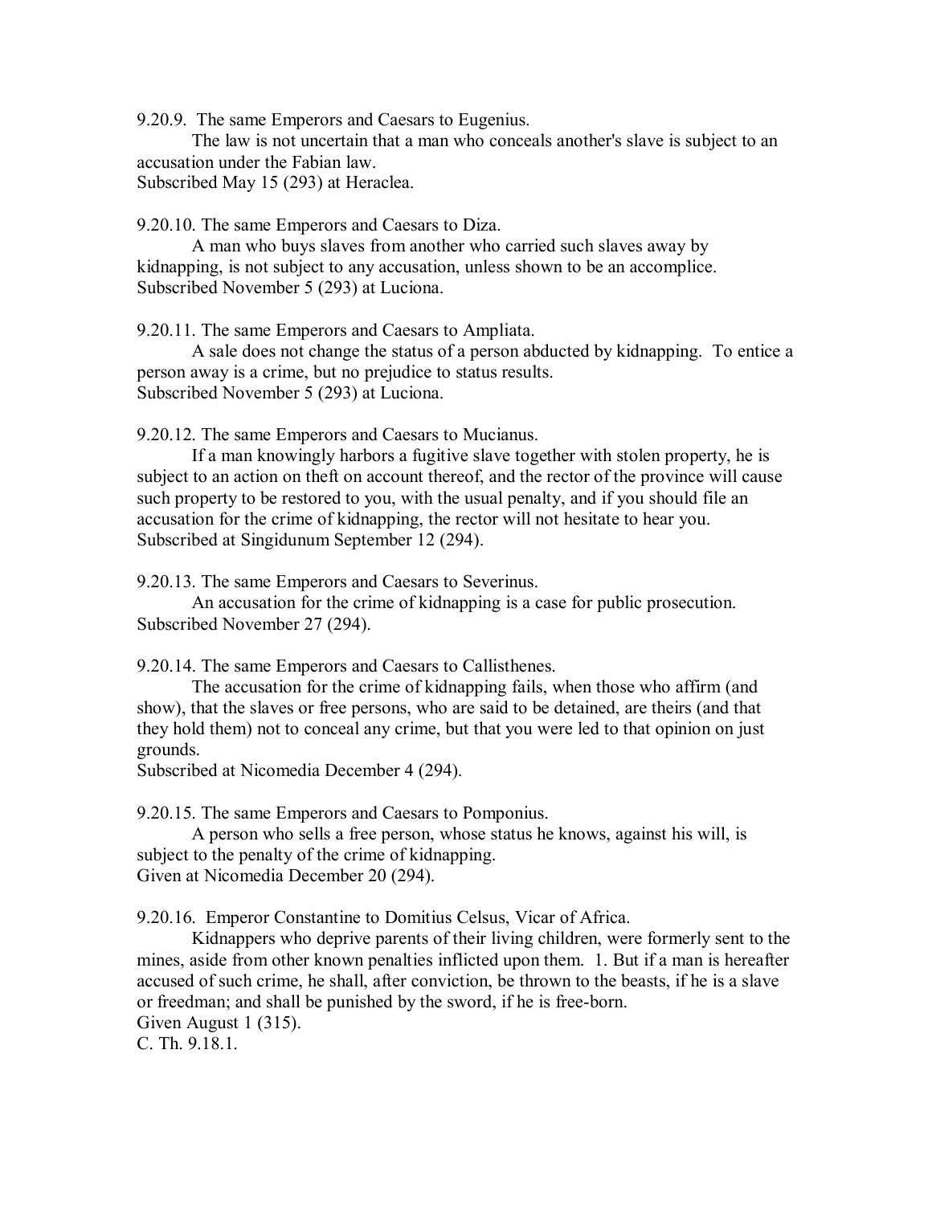9.20.9. The same Emperors and Caesars to Eugenius.

The law is not uncertain that a man who conceals another's slave is subject to an accusation under the Fabian law.

Subscribed May 15 (293) at Heraclea.

9.20.10. The same Emperors and Caesars to Diza.

A man who buys slaves from another who carried such slaves away by kidnapping, is not subject to any accusation, unless shown to be an accomplice.

Subscribed November 5 (293) at Luciona.

9.20.11. The same Emperors and Caesars to Ampliata.

A sale does not change the status of a person abducted by kidnapping. To entice a person away is a crime, but no prejudice to status results.

Subscribed November 5 (293) at Luciona.

9.20.12. The same Emperors and Caesars to Mucianus.

If a man knowingly harbors a fugitive slave together with stolen property, he is subject to an action on theft on account thereof, and the rector of the province will cause such property to be restored to you, with the usual penalty, and if you should file an accusation for the crime of kidnapping, the rector will not hesitate to hear you.

Subscribed at Singidunum September 12 (294).

9.20.13. The same Emperors and Caesars to Severinus.

An accusation for the crime of kidnapping is a case for public prosecution.

Subscribed November 27 (294).

9.20.14. The same Emperors and Caesars to Callisthenes.

The accusation for the crime of kidnapping fails, when those who affirm (and show), that the slaves or free persons, who are said to be detained, are theirs (and that they hold them) not to conceal any crime, but that you were led to that opinion on just grounds.

Subscribed at Nicomedia December 4 (294).

9.20.15. The same Emperors and Caesars to Pomponius.

A person who sells a free person, whose status he knows, against his will, is subject to the penalty of the crime of kidnapping.

Given at Nicomedia December 20 (294).

9.20.16. Emperor Constantine to Domitius Celsus, Vicar of Africa.

Kidnappers who deprive parents of their living children, were formerly sent to the mines, aside from other known penalties inflicted upon them. 1. But if a man is hereafter accused of such crime, he shall, after conviction, be thrown to the beasts, if he is a slave or freedman; and shall be punished by the sword, if he is free-born.

Given August 1 (315).

C. Th. 9.18.1.